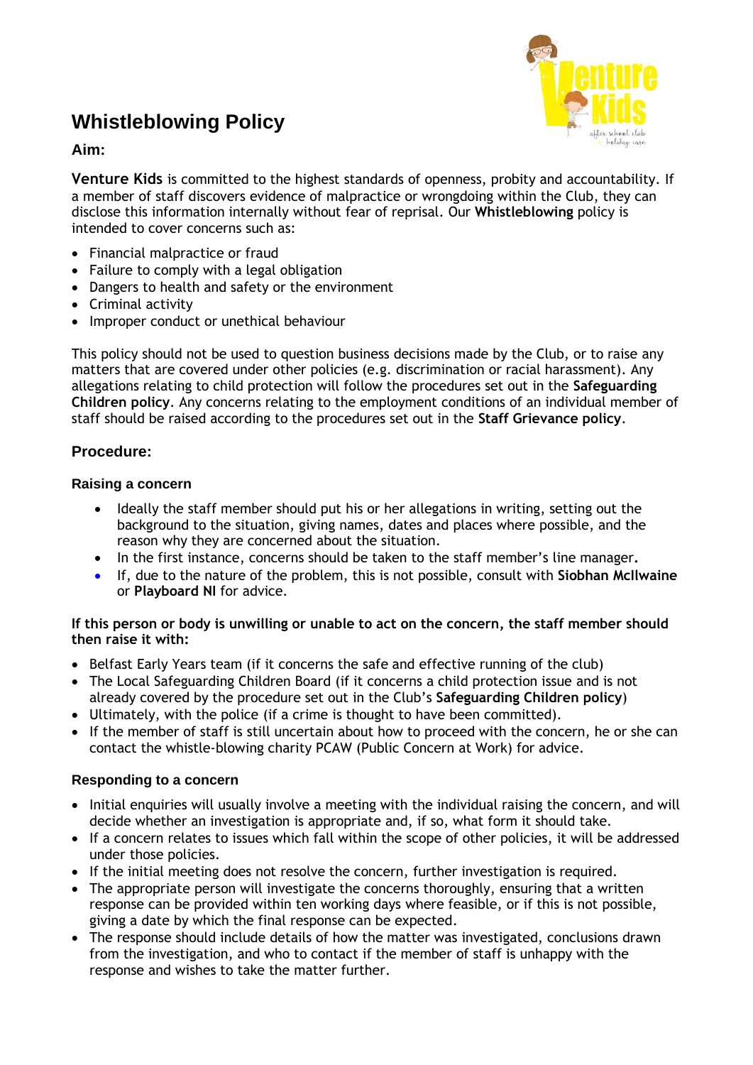# Whistleblowing Policy

## Aim:

**Venture Kids** is committed to the highest standards of openness, probity and accountability. If a member of staff discovers evidence of malpractice or wrongdoing within the Club, they can disclose this information internally without fear of reprisal. Our **Whistleblowing** policy is intended to cover concerns such as:

- Financial malpractice or fraud
- Failure to comply with a legal obligation
- Dangers to health and safety or the environment
- Criminal activity
- Improper conduct or unethical behaviour

This policy should not be used to question business decisions made by the Club, or to raise any matters that are covered under other policies (e.g. discrimination or racial harassment). Any allegations relating to child protection will follow the procedures set out in the **Safeguarding Children policy**. Any concerns relating to the employment conditions of an individual member of staff should be raised according to the procedures set out in the **Staff Grievance policy**.

## Procedure:

### Raising a concern

- Ideally the staff member should put his or her allegations in writing, setting out the background to the situation, giving names, dates and places where possible, and the reason why they are concerned about the situation.
- In the first instance, concerns should be taken to the staff member's line manager**.**
- If, due to the nature of the problem, this is not possible, consult with **Siobhan McIlwaine** or **Playboard NI** for advice.

**If this person or body is unwilling or unable to act on the concern, the staff member should then raise it with:**

- Belfast Early Years team (if it concerns the safe and effective running of the club)
- The Local Safeguarding Children Board (if it concerns a child protection issue and is not already covered by the procedure set out in the Club's **Safeguarding Children policy**)
- Ultimately, with the police (if a crime is thought to have been committed).
- If the member of staff is still uncertain about how to proceed with the concern, he or she can contact the whistle-blowing charity PCAW (Public Concern at Work) for advice.

### Responding to a concern

- Initial enquiries will usually involve a meeting with the individual raising the concern, and will decide whether an investigation is appropriate and, if so, what form it should take.
- If a concern relates to issues which fall within the scope of other policies, it will be addressed under those policies.
- If the initial meeting does not resolve the concern, further investigation is required.
- The appropriate person will investigate the concerns thoroughly, ensuring that a written response can be provided within ten working days where feasible, or if this is not possible, giving a date by which the final response can be expected.
- The response should include details of how the matter was investigated, conclusions drawn from the investigation, and who to contact if the member of staff is unhappy with the response and wishes to take the matter further.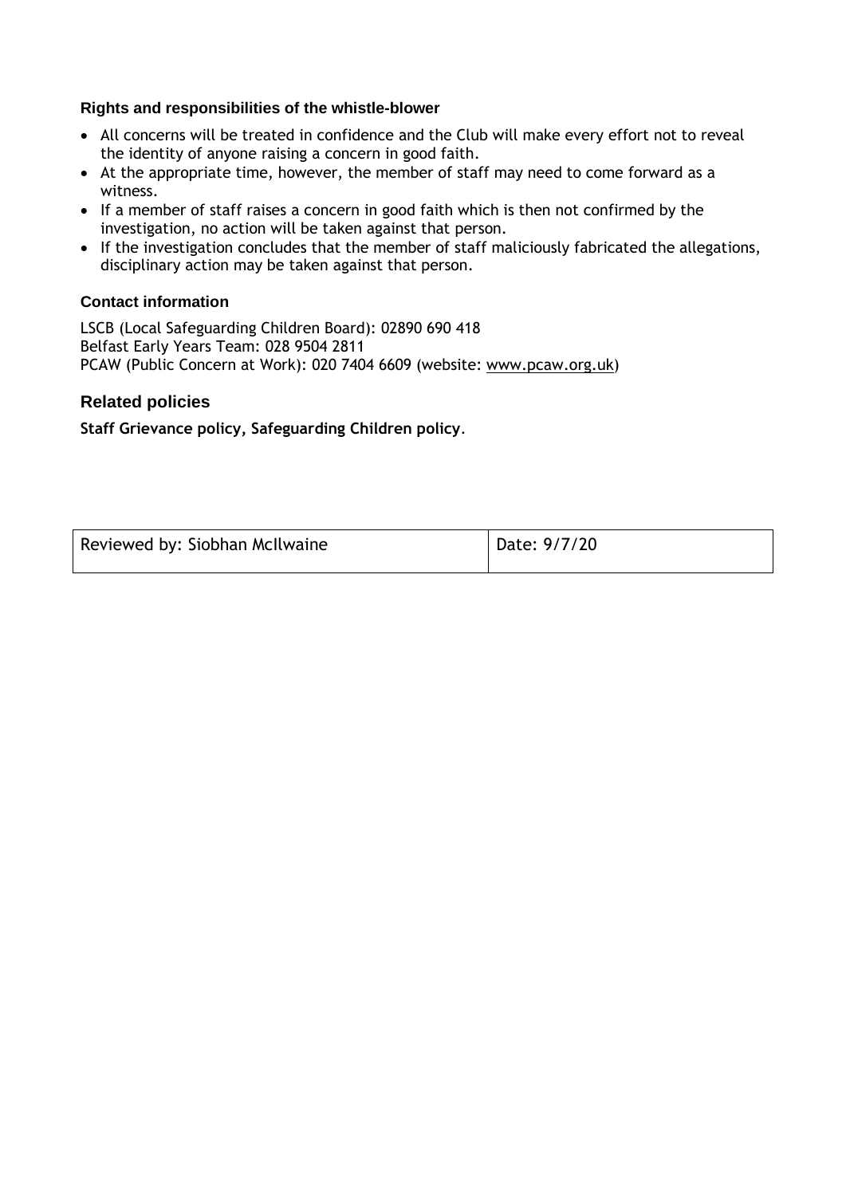### Rights and responsibilities of the whistle-blower

- All concerns will be treated in confidence and the Club will make every effort not to reveal the identity of anyone raising a concern in good faith.
- At the appropriate time, however, the member of staff may need to come forward as a witness.
- If a member of staff raises a concern in good faith which is then not confirmed by the investigation, no action will be taken against that person.
- If the investigation concludes that the member of staff maliciously fabricated the allegations, disciplinary action may be taken against that person.

### Contact information

LSCB (Local Safeguarding Children Board): 02890 690 418
Belfast Early Years Team: 028 9504 2811
PCAW (Public Concern at Work): 020 7404 6609 (website: www.pcaw.org.uk)

## Related policies

**Staff Grievance policy, Safeguarding Children policy**.

| | |
|---|---|
| Reviewed by: Siobhan McIlwaine | Date: 9/7/20 |